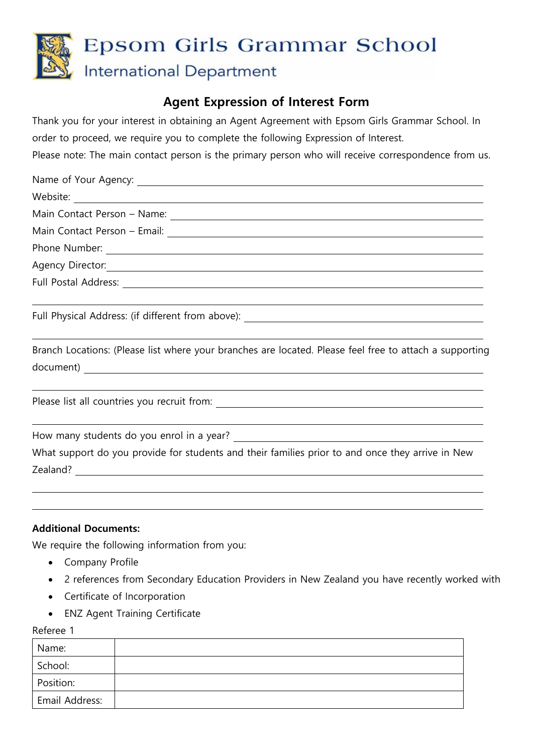# Epsom Girls Grammar School

## International Department

## Agent Expression of Interest Form

Thank you for your interest in obtaining an Agent Agreement with Epsom Girls Grammar School. In order to proceed, we require you to complete the following Expression of Interest.

Please note: The main contact person is the primary person who will receive correspondence from us.

Name of Your Agency: ______________________________

Website: ______________________________

Main Contact Person – Name: ______________________________

Main Contact Person – Email: ______________________________

Phone Number: ______________________________

Agency Director: ______________________________

Full Postal Address: ______________________________

______________________________

Full Physical Address: (if different from above): ______________________________

______________________________

Branch Locations: (Please list where your branches are located. Please feel free to attach a supporting document) ______________________________

______________________________

Please list all countries you recruit from: ______________________________

______________________________

How many students do you enrol in a year? ______________________________

What support do you provide for students and their families prior to and once they arrive in New Zealand? ______________________________

______________________________

______________________________

**Additional Documents:**

We require the following information from you:

- Company Profile
- 2 references from Secondary Education Providers in New Zealand you have recently worked with
- Certificate of Incorporation
- ENZ Agent Training Certificate

Referee 1

| Name: | |
|---|---|
| School: | |
| Position: | |
| Email Address: | |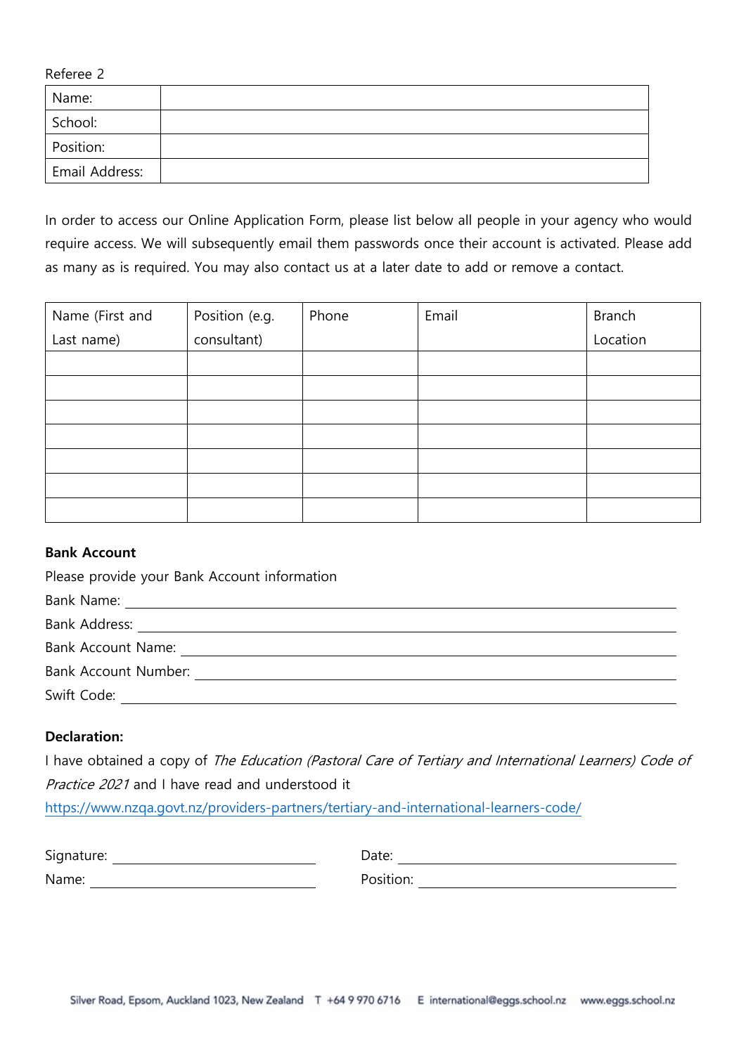Referee 2

| | |
|---|---|
| Name: | |
| School: | |
| Position: | |
| Email Address: | |

In order to access our Online Application Form, please list below all people in your agency who would require access. We will subsequently email them passwords once their account is activated. Please add as many as is required. You may also contact us at a later date to add or remove a contact.

| Name (First and Last name) | Position (e.g. consultant) | Phone | Email | Branch Location |
|---|---|---|---|---|
| | | | | |
| | | | | |
| | | | | |
| | | | | |
| | | | | |
| | | | | |
| | | | | |

**Bank Account**

Please provide your Bank Account information

Bank Name: \_\_\_\_\_\_\_\_\_\_\_\_\_\_\_\_\_\_\_\_\_\_\_\_\_\_\_\_\_\_

Bank Address: \_\_\_\_\_\_\_\_\_\_\_\_\_\_\_\_\_\_\_\_\_\_\_\_\_\_\_\_\_\_

Bank Account Name: \_\_\_\_\_\_\_\_\_\_\_\_\_\_\_\_\_\_\_\_\_\_\_\_\_\_\_\_\_\_

Bank Account Number: \_\_\_\_\_\_\_\_\_\_\_\_\_\_\_\_\_\_\_\_\_\_\_\_\_\_\_\_\_\_

Swift Code: \_\_\_\_\_\_\_\_\_\_\_\_\_\_\_\_\_\_\_\_\_\_\_\_\_\_\_\_\_\_

**Declaration:**

I have obtained a copy of *The Education (Pastoral Care of Tertiary and International Learners) Code of Practice 2021* and I have read and understood it

https://www.nzqa.govt.nz/providers-partners/tertiary-and-international-learners-code/

Signature: \_\_\_\_\_\_\_\_\_\_\_\_\_\_\_\_\_\_\_\_ Date: \_\_\_\_\_\_\_\_\_\_\_\_\_\_\_\_\_\_\_\_

Name: \_\_\_\_\_\_\_\_\_\_\_\_\_\_\_\_\_\_\_\_ Position: \_\_\_\_\_\_\_\_\_\_\_\_\_\_\_\_\_\_\_\_